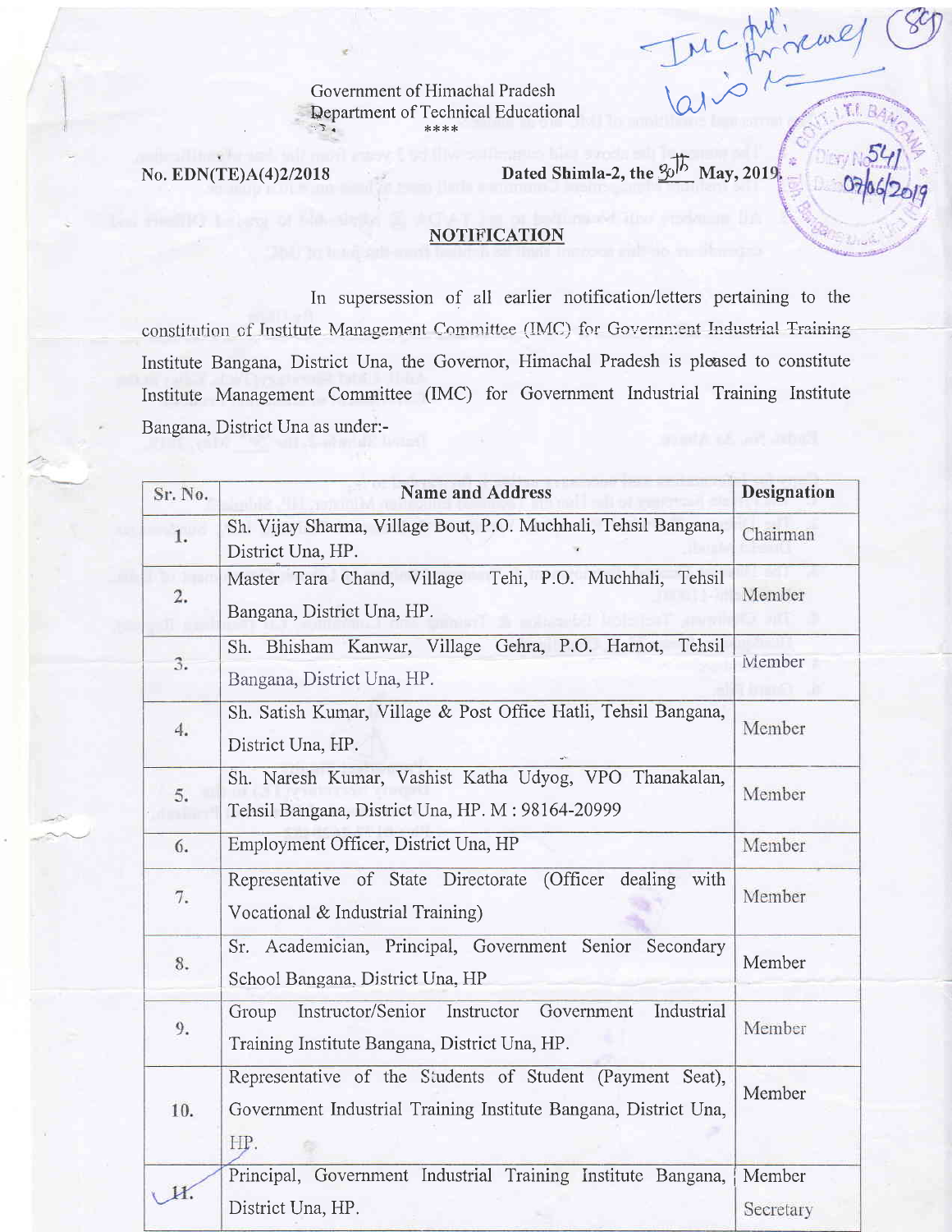Government of Himachal Pradesh
Department of Technical Educational
\*\*\*\*

No. EDN(TE)A(4)2/2018 Dated Shimla-2, the 30th May, 2019.

## NOTIFICATION

In supersession of all earlier notification/letters pertaining to the constitution of Institute Management Committee (IMC) for Government Industrial Training Institute Bangana, District Una, the Governor, Himachal Pradesh is pleased to constitute Institute Management Committee (IMC) for Government Industrial Training Institute Bangana, District Una as under:-

| Sr. No. | Name and Address | Designation |
|---|---|---|
| 1. | Sh. Vijay Sharma, Village Bout, P.O. Muchhali, Tehsil Bangana, District Una, HP. | Chairman |
| 2. | Master Tara Chand, Village Tehi, P.O. Muchhali, Tehsil Bangana, District Una, HP. | Member |
| 3. | Sh. Bhisham Kanwar, Village Gehra, P.O. Harnot, Tehsil Bangana, District Una, HP. | Member |
| 4. | Sh. Satish Kumar, Village & Post Office Hatli, Tehsil Bangana, District Una, HP. | Member |
| 5. | Sh. Naresh Kumar, Vashist Katha Udyog, VPO Thanakalan, Tehsil Bangana, District Una, HP. M : 98164-20999 | Member |
| 6. | Employment Officer, District Una, HP | Member |
| 7. | Representative of State Directorate (Officer dealing with Vocational & Industrial Training) | Member |
| 8. | Sr. Academician, Principal, Government Senior Secondary School Bangana, District Una, HP | Member |
| 9. | Group Instructor/Senior Instructor Government Industrial Training Institute Bangana, District Una, HP. | Member |
| 10. | Representative of the Students of Student (Payment Seat), Government Industrial Training Institute Bangana, District Una, HP. | Member |
| 11. | Principal, Government Industrial Training Institute Bangana, District Una, HP. | Member Secretary |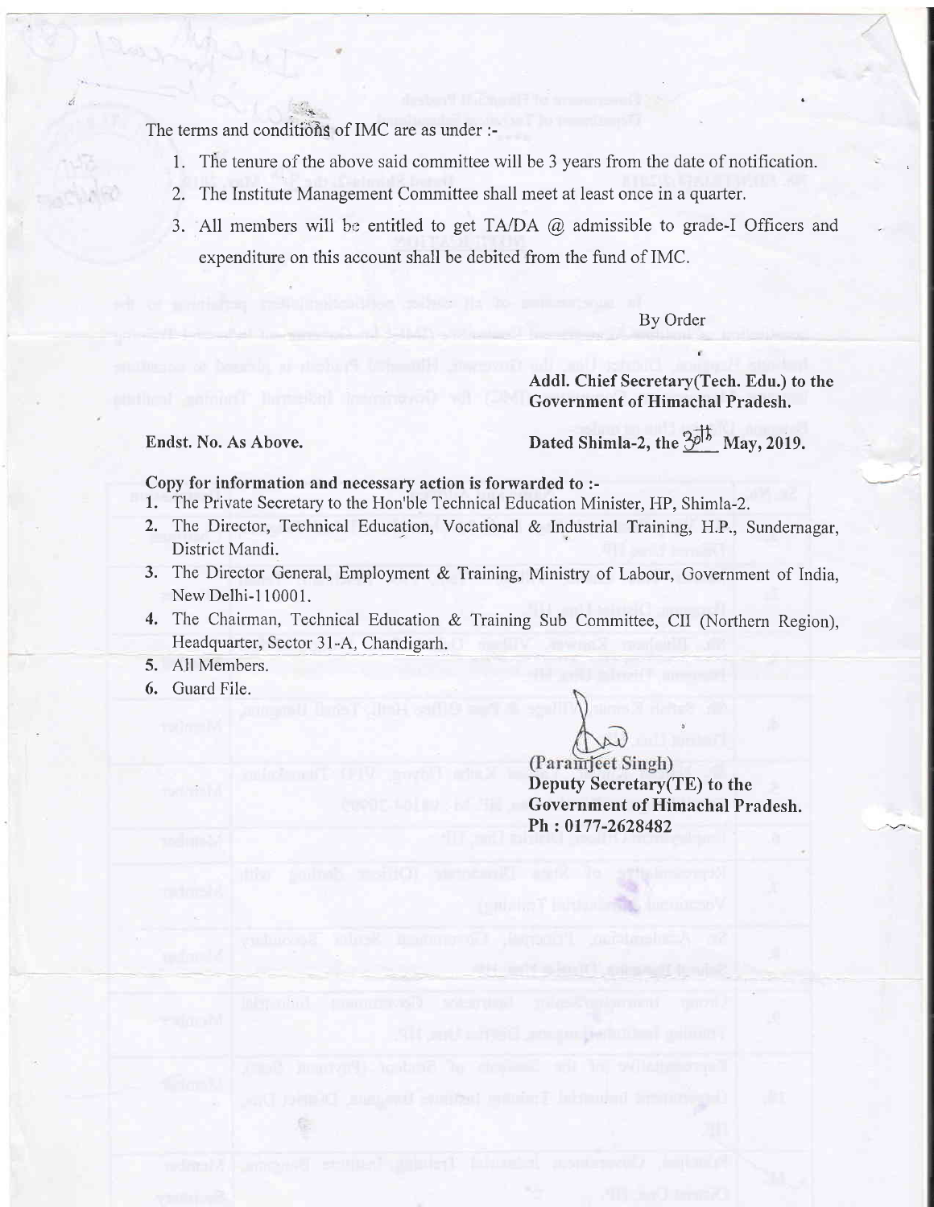The terms and conditions of IMC are as under :-

1. The tenure of the above said committee will be 3 years from the date of notification.
2. The Institute Management Committee shall meet at least once in a quarter.
3. All members will be entitled to get TA/DA @ admissible to grade-I Officers and expenditure on this account shall be debited from the fund of IMC.

By Order

**Addl. Chief Secretary(Tech. Edu.) to the Government of Himachal Pradesh.**

**Endst. No. As Above.**

**Dated Shimla-2, the 30th May, 2019.**

**Copy for information and necessary action is forwarded to :-**

1. The Private Secretary to the Hon'ble Technical Education Minister, HP, Shimla-2.
2. The Director, Technical Education, Vocational & Industrial Training, H.P., Sundernagar, District Mandi.
3. The Director General, Employment & Training, Ministry of Labour, Government of India, New Delhi-110001.
4. The Chairman, Technical Education & Training Sub Committee, CII (Northern Region), Headquarter, Sector 31-A, Chandigarh.
5. All Members.
6. Guard File.

**(Paramjeet Singh)**
**Deputy Secretary(TE) to the Government of Himachal Pradesh.**
**Ph : 0177-2628482**